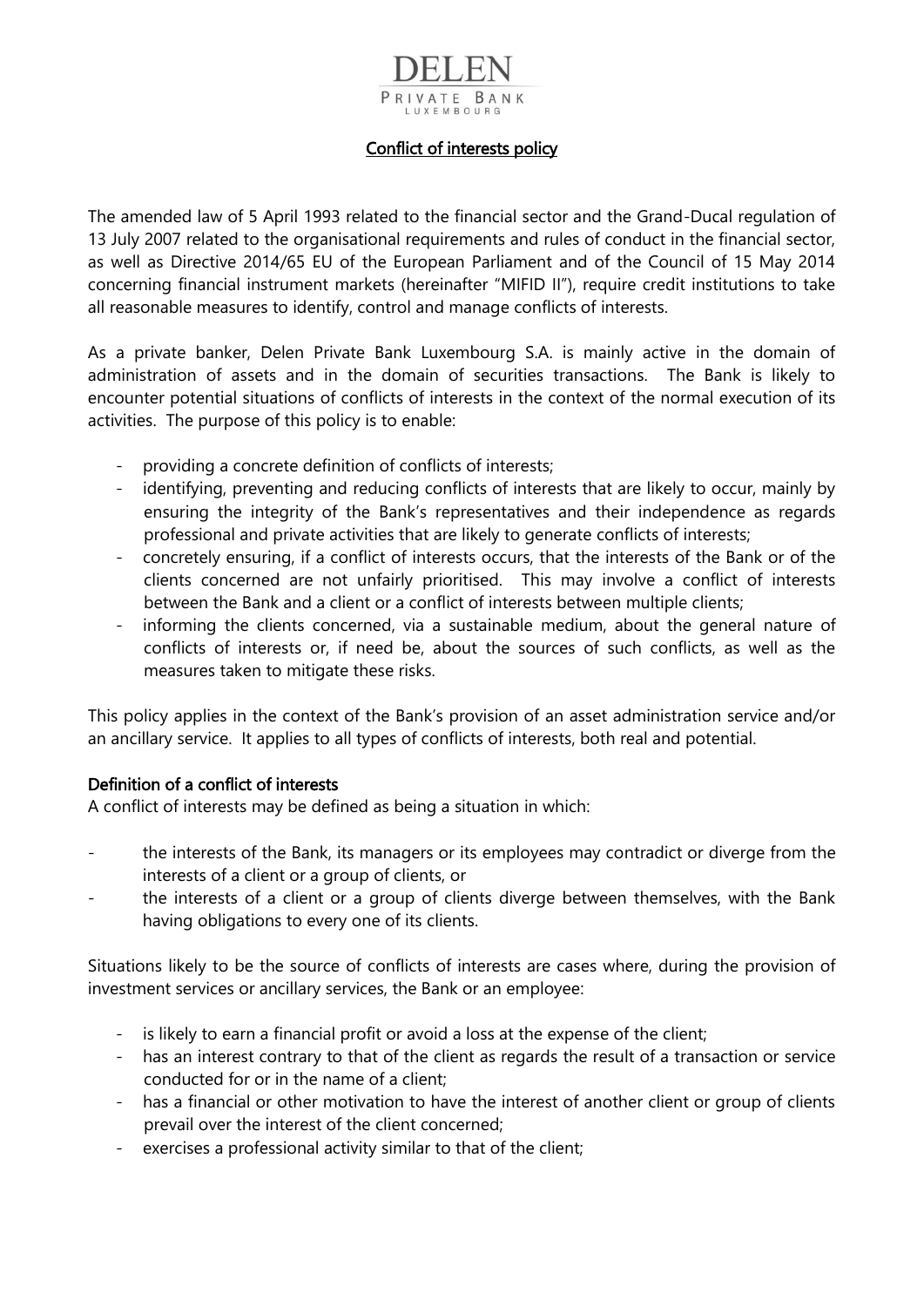DELEN
PRIVATE BANK
LUXEMBOURG

# Conflict of interests policy

The amended law of 5 April 1993 related to the financial sector and the Grand-Ducal regulation of 13 July 2007 related to the organisational requirements and rules of conduct in the financial sector, as well as Directive 2014/65 EU of the European Parliament and of the Council of 15 May 2014 concerning financial instrument markets (hereinafter "MIFID II"), require credit institutions to take all reasonable measures to identify, control and manage conflicts of interests.

As a private banker, Delen Private Bank Luxembourg S.A. is mainly active in the domain of administration of assets and in the domain of securities transactions. The Bank is likely to encounter potential situations of conflicts of interests in the context of the normal execution of its activities. The purpose of this policy is to enable:

- providing a concrete definition of conflicts of interests;
- identifying, preventing and reducing conflicts of interests that are likely to occur, mainly by ensuring the integrity of the Bank's representatives and their independence as regards professional and private activities that are likely to generate conflicts of interests;
- concretely ensuring, if a conflict of interests occurs, that the interests of the Bank or of the clients concerned are not unfairly prioritised. This may involve a conflict of interests between the Bank and a client or a conflict of interests between multiple clients;
- informing the clients concerned, via a sustainable medium, about the general nature of conflicts of interests or, if need be, about the sources of such conflicts, as well as the measures taken to mitigate these risks.

This policy applies in the context of the Bank's provision of an asset administration service and/or an ancillary service. It applies to all types of conflicts of interests, both real and potential.

## Definition of a conflict of interests

A conflict of interests may be defined as being a situation in which:

- the interests of the Bank, its managers or its employees may contradict or diverge from the interests of a client or a group of clients, or
- the interests of a client or a group of clients diverge between themselves, with the Bank having obligations to every one of its clients.

Situations likely to be the source of conflicts of interests are cases where, during the provision of investment services or ancillary services, the Bank or an employee:

- is likely to earn a financial profit or avoid a loss at the expense of the client;
- has an interest contrary to that of the client as regards the result of a transaction or service conducted for or in the name of a client;
- has a financial or other motivation to have the interest of another client or group of clients prevail over the interest of the client concerned;
- exercises a professional activity similar to that of the client;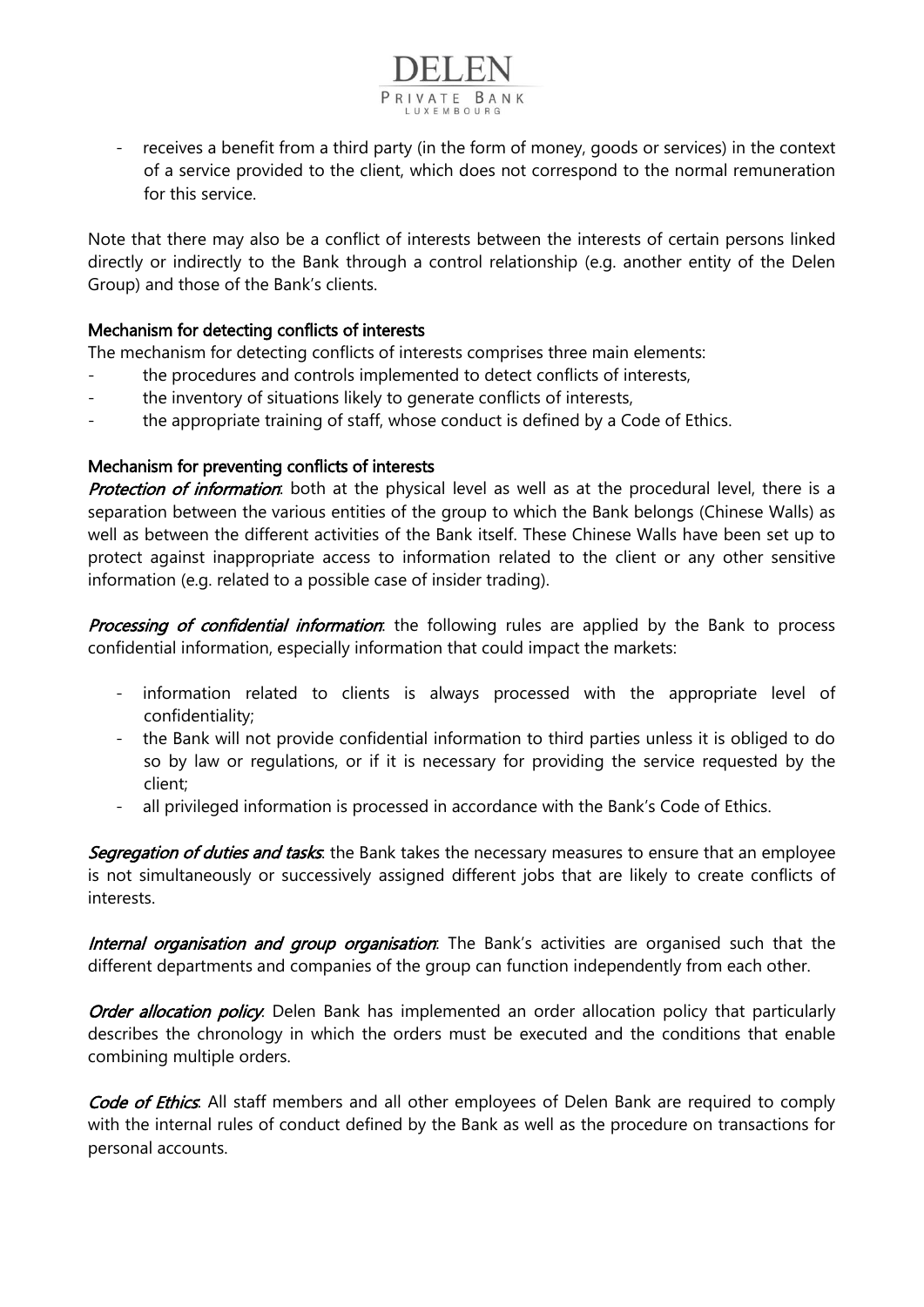- receives a benefit from a third party (in the form of money, goods or services) in the context of a service provided to the client, which does not correspond to the normal remuneration for this service.

Note that there may also be a conflict of interests between the interests of certain persons linked directly or indirectly to the Bank through a control relationship (e.g. another entity of the Delen Group) and those of the Bank's clients.

### Mechanism for detecting conflicts of interests

The mechanism for detecting conflicts of interests comprises three main elements:

- the procedures and controls implemented to detect conflicts of interests,
- the inventory of situations likely to generate conflicts of interests,
- the appropriate training of staff, whose conduct is defined by a Code of Ethics.

### Mechanism for preventing conflicts of interests

*Protection of information*: both at the physical level as well as at the procedural level, there is a separation between the various entities of the group to which the Bank belongs (Chinese Walls) as well as between the different activities of the Bank itself. These Chinese Walls have been set up to protect against inappropriate access to information related to the client or any other sensitive information (e.g. related to a possible case of insider trading).

*Processing of confidential information*: the following rules are applied by the Bank to process confidential information, especially information that could impact the markets:

- information related to clients is always processed with the appropriate level of confidentiality;
- the Bank will not provide confidential information to third parties unless it is obliged to do so by law or regulations, or if it is necessary for providing the service requested by the client;
- all privileged information is processed in accordance with the Bank's Code of Ethics.

*Segregation of duties and tasks*: the Bank takes the necessary measures to ensure that an employee is not simultaneously or successively assigned different jobs that are likely to create conflicts of interests.

*Internal organisation and group organisation*: The Bank's activities are organised such that the different departments and companies of the group can function independently from each other.

*Order allocation policy*: Delen Bank has implemented an order allocation policy that particularly describes the chronology in which the orders must be executed and the conditions that enable combining multiple orders.

*Code of Ethics*: All staff members and all other employees of Delen Bank are required to comply with the internal rules of conduct defined by the Bank as well as the procedure on transactions for personal accounts.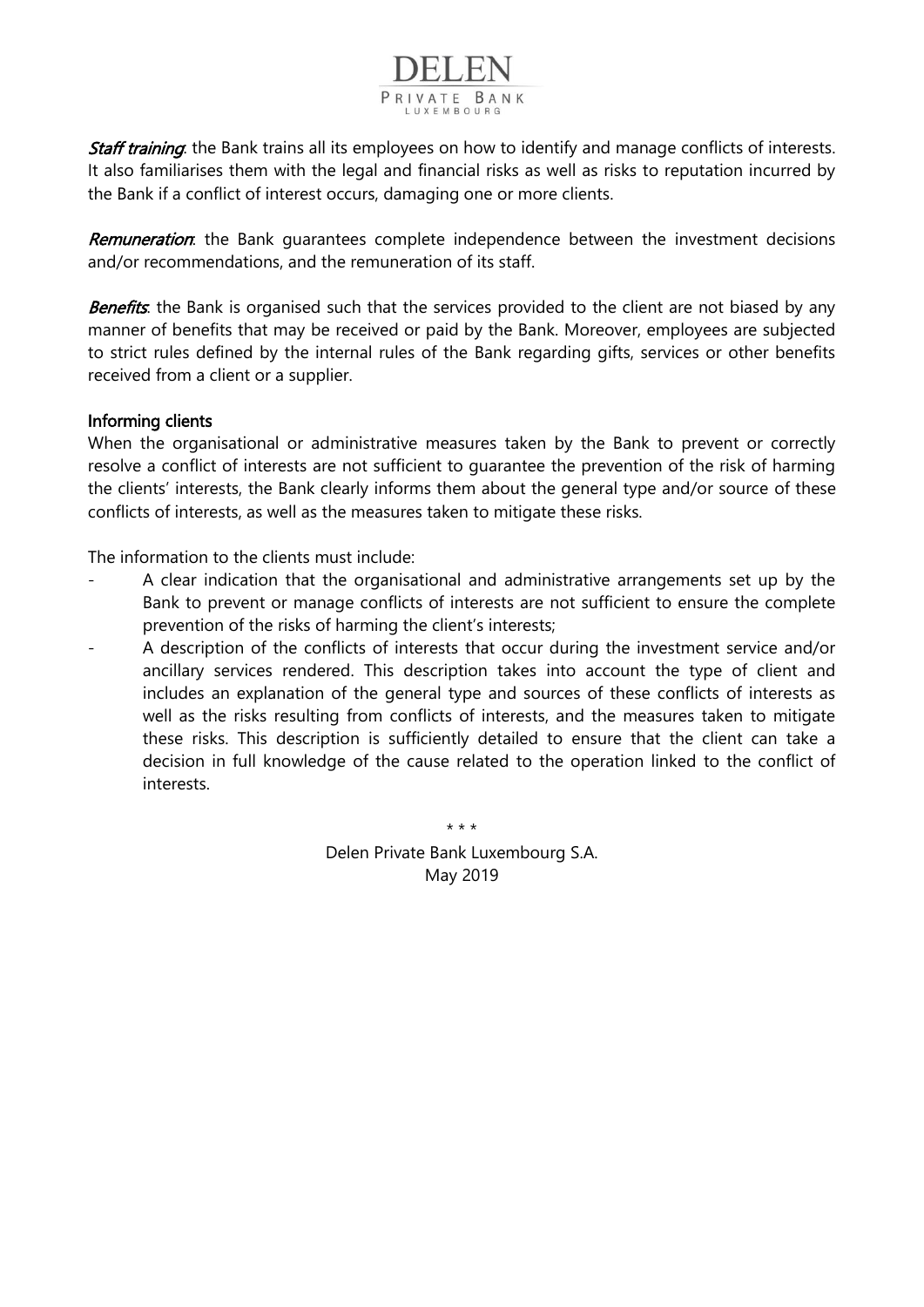*Staff training*: the Bank trains all its employees on how to identify and manage conflicts of interests. It also familiarises them with the legal and financial risks as well as risks to reputation incurred by the Bank if a conflict of interest occurs, damaging one or more clients.

*Remuneration*: the Bank guarantees complete independence between the investment decisions and/or recommendations, and the remuneration of its staff.

*Benefits*: the Bank is organised such that the services provided to the client are not biased by any manner of benefits that may be received or paid by the Bank. Moreover, employees are subjected to strict rules defined by the internal rules of the Bank regarding gifts, services or other benefits received from a client or a supplier.

### Informing clients

When the organisational or administrative measures taken by the Bank to prevent or correctly resolve a conflict of interests are not sufficient to guarantee the prevention of the risk of harming the clients' interests, the Bank clearly informs them about the general type and/or source of these conflicts of interests, as well as the measures taken to mitigate these risks.

The information to the clients must include:

- A clear indication that the organisational and administrative arrangements set up by the Bank to prevent or manage conflicts of interests are not sufficient to ensure the complete prevention of the risks of harming the client's interests;
- A description of the conflicts of interests that occur during the investment service and/or ancillary services rendered. This description takes into account the type of client and includes an explanation of the general type and sources of these conflicts of interests as well as the risks resulting from conflicts of interests, and the measures taken to mitigate these risks. This description is sufficiently detailed to ensure that the client can take a decision in full knowledge of the cause related to the operation linked to the conflict of interests.

\* \* \*

Delen Private Bank Luxembourg S.A.
May 2019